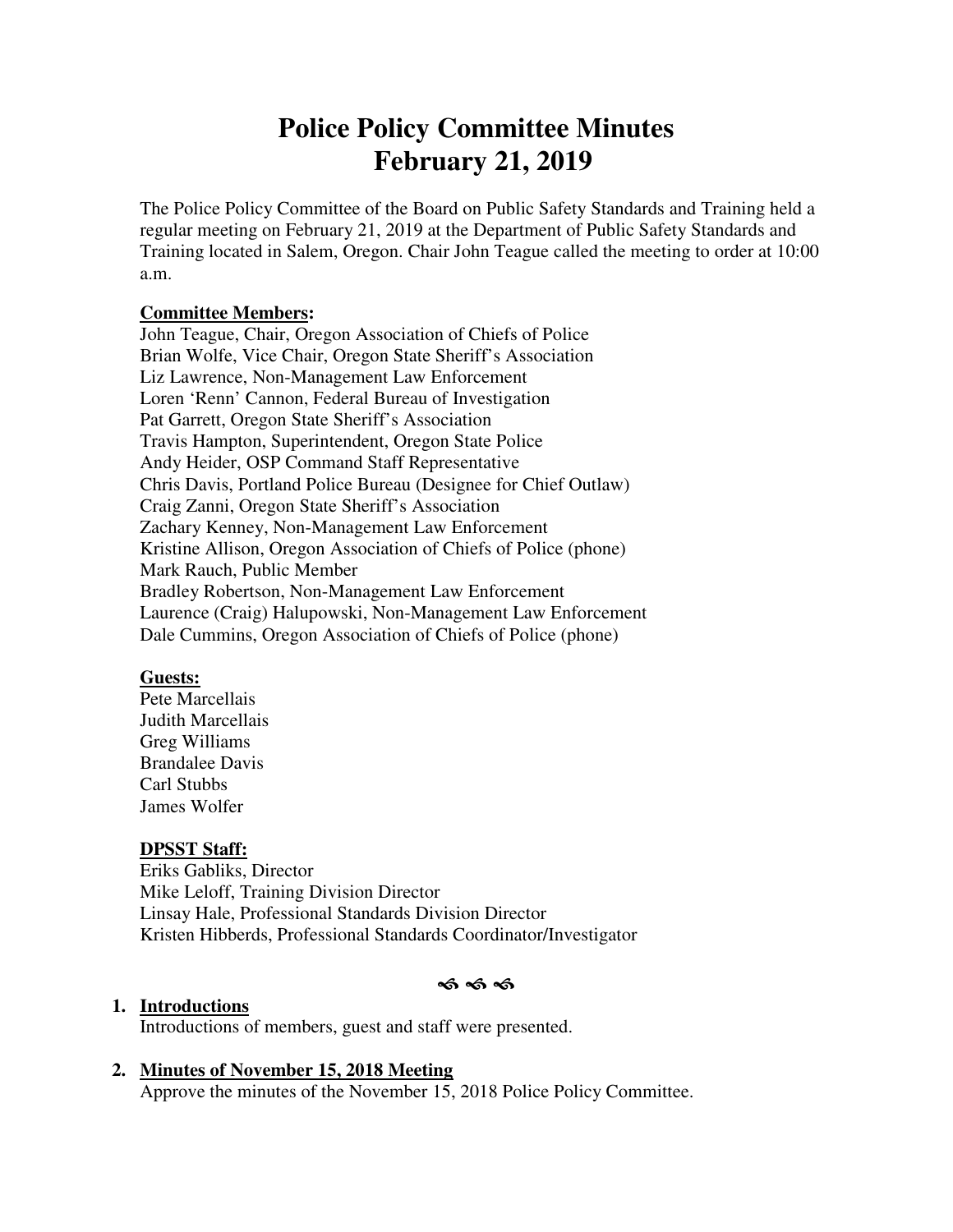# Police Policy Committee Minutes
# February 21, 2019

The Police Policy Committee of the Board on Public Safety Standards and Training held a regular meeting on February 21, 2019 at the Department of Public Safety Standards and Training located in Salem, Oregon. Chair John Teague called the meeting to order at 10:00 a.m.

**Committee Members:**

John Teague, Chair, Oregon Association of Chiefs of Police
Brian Wolfe, Vice Chair, Oregon State Sheriff's Association
Liz Lawrence, Non-Management Law Enforcement
Loren 'Renn' Cannon, Federal Bureau of Investigation
Pat Garrett, Oregon State Sheriff's Association
Travis Hampton, Superintendent, Oregon State Police
Andy Heider, OSP Command Staff Representative
Chris Davis, Portland Police Bureau (Designee for Chief Outlaw)
Craig Zanni, Oregon State Sheriff's Association
Zachary Kenney, Non-Management Law Enforcement
Kristine Allison, Oregon Association of Chiefs of Police (phone)
Mark Rauch, Public Member
Bradley Robertson, Non-Management Law Enforcement
Laurence (Craig) Halupowski, Non-Management Law Enforcement
Dale Cummins, Oregon Association of Chiefs of Police (phone)

**Guests:**

Pete Marcellais
Judith Marcellais
Greg Williams
Brandalee Davis
Carl Stubbs
James Wolfer

**DPSST Staff:**

Eriks Gabliks, Director
Mike Leloff, Training Division Director
Linsay Hale, Professional Standards Division Director
Kristen Hibberds, Professional Standards Coordinator/Investigator

ೋೋೋ

1. **Introductions**
   Introductions of members, guest and staff were presented.

2. **Minutes of November 15, 2018 Meeting**
   Approve the minutes of the November 15, 2018 Police Policy Committee.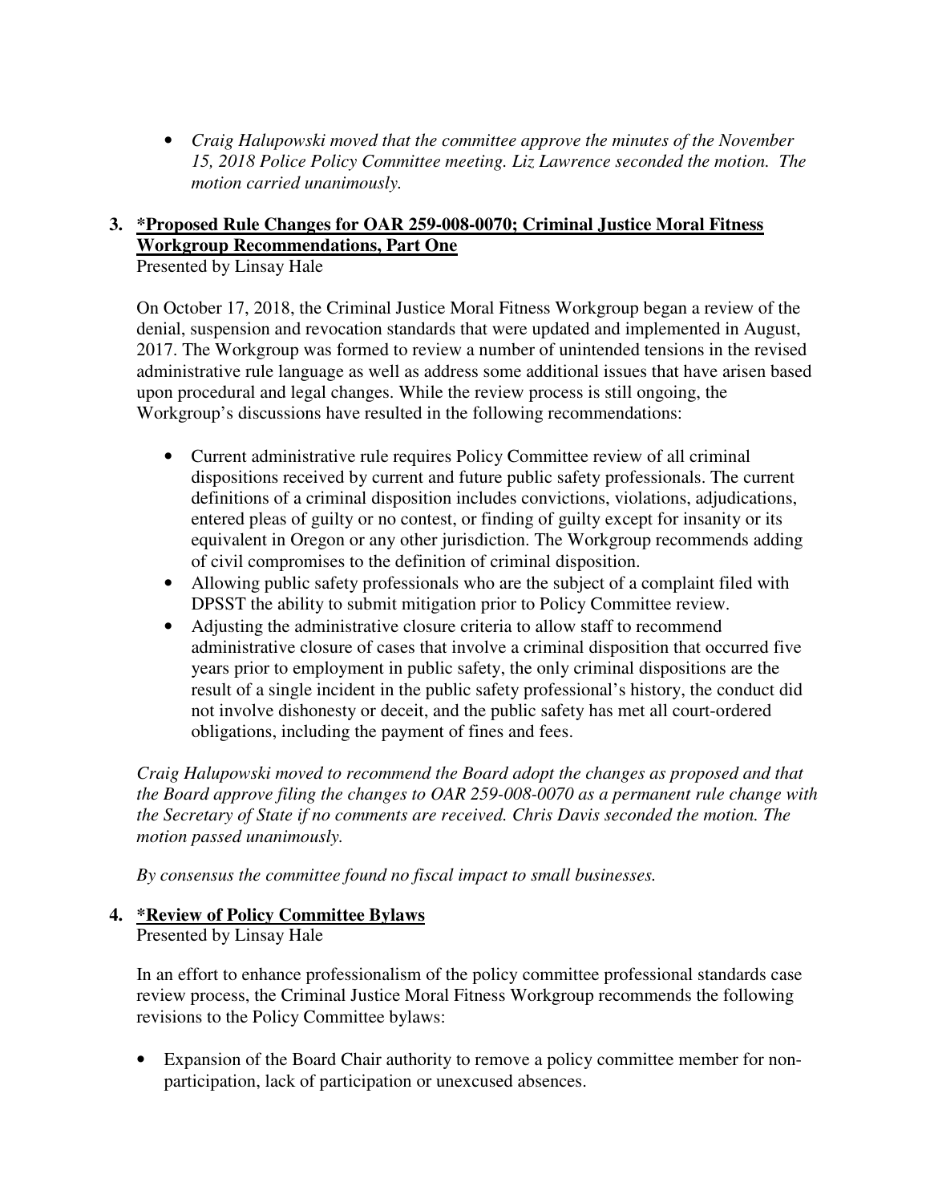- *Craig Halupowski moved that the committee approve the minutes of the November 15, 2018 Police Policy Committee meeting. Liz Lawrence seconded the motion. The motion carried unanimously.*

3. **<u>*Proposed Rule Changes for OAR 259-008-0070; Criminal Justice Moral Fitness Workgroup Recommendations, Part One</u>**
   Presented by Linsay Hale

   On October 17, 2018, the Criminal Justice Moral Fitness Workgroup began a review of the denial, suspension and revocation standards that were updated and implemented in August, 2017. The Workgroup was formed to review a number of unintended tensions in the revised administrative rule language as well as address some additional issues that have arisen based upon procedural and legal changes. While the review process is still ongoing, the Workgroup's discussions have resulted in the following recommendations:

   - Current administrative rule requires Policy Committee review of all criminal dispositions received by current and future public safety professionals. The current definitions of a criminal disposition includes convictions, violations, adjudications, entered pleas of guilty or no contest, or finding of guilty except for insanity or its equivalent in Oregon or any other jurisdiction. The Workgroup recommends adding of civil compromises to the definition of criminal disposition.
   - Allowing public safety professionals who are the subject of a complaint filed with DPSST the ability to submit mitigation prior to Policy Committee review.
   - Adjusting the administrative closure criteria to allow staff to recommend administrative closure of cases that involve a criminal disposition that occurred five years prior to employment in public safety, the only criminal dispositions are the result of a single incident in the public safety professional's history, the conduct did not involve dishonesty or deceit, and the public safety has met all court-ordered obligations, including the payment of fines and fees.

   *Craig Halupowski moved to recommend the Board adopt the changes as proposed and that the Board approve filing the changes to OAR 259-008-0070 as a permanent rule change with the Secretary of State if no comments are received. Chris Davis seconded the motion. The motion passed unanimously.*

   *By consensus the committee found no fiscal impact to small businesses.*

4. **<u>*Review of Policy Committee Bylaws</u>**
   Presented by Linsay Hale

   In an effort to enhance professionalism of the policy committee professional standards case review process, the Criminal Justice Moral Fitness Workgroup recommends the following revisions to the Policy Committee bylaws:

   - Expansion of the Board Chair authority to remove a policy committee member for non-participation, lack of participation or unexcused absences.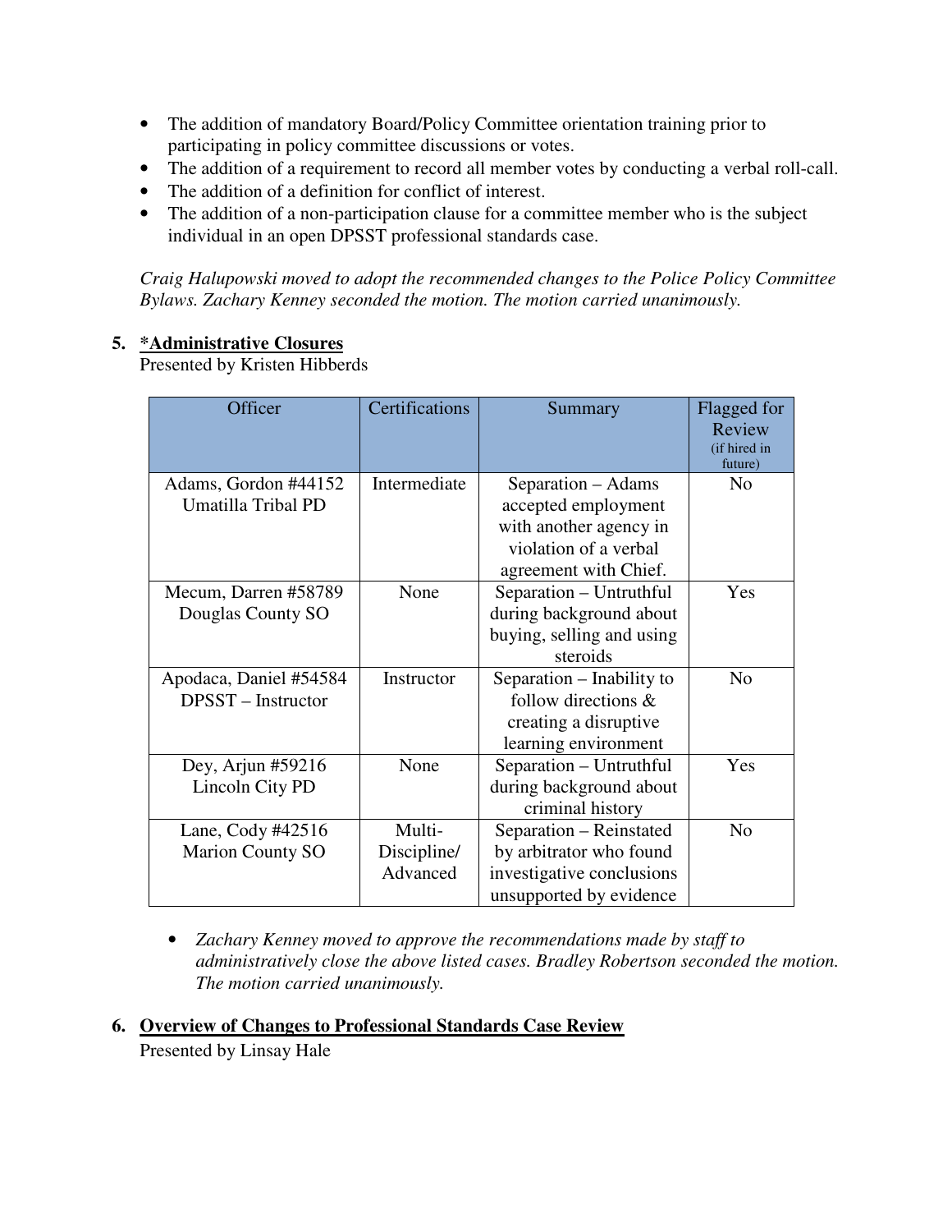- The addition of mandatory Board/Policy Committee orientation training prior to participating in policy committee discussions or votes.
- The addition of a requirement to record all member votes by conducting a verbal roll-call.
- The addition of a definition for conflict of interest.
- The addition of a non-participation clause for a committee member who is the subject individual in an open DPSST professional standards case.

*Craig Halupowski moved to adopt the recommended changes to the Police Policy Committee Bylaws. Zachary Kenney seconded the motion. The motion carried unanimously.*

5. **\*Administrative Closures**
   Presented by Kristen Hibberds

| Officer | Certifications | Summary | Flagged for Review (if hired in future) |
|---|---|---|---|
| Adams, Gordon #44152 Umatilla Tribal PD | Intermediate | Separation – Adams accepted employment with another agency in violation of a verbal agreement with Chief. | No |
| Mecum, Darren #58789 Douglas County SO | None | Separation – Untruthful during background about buying, selling and using steroids | Yes |
| Apodaca, Daniel #54584 DPSST – Instructor | Instructor | Separation – Inability to follow directions & creating a disruptive learning environment | No |
| Dey, Arjun #59216 Lincoln City PD | None | Separation – Untruthful during background about criminal history | Yes |
| Lane, Cody #42516 Marion County SO | Multi-Discipline/ Advanced | Separation – Reinstated by arbitrator who found investigative conclusions unsupported by evidence | No |

- *Zachary Kenney moved to approve the recommendations made by staff to administratively close the above listed cases. Bradley Robertson seconded the motion. The motion carried unanimously.*

6. **Overview of Changes to Professional Standards Case Review**
   Presented by Linsay Hale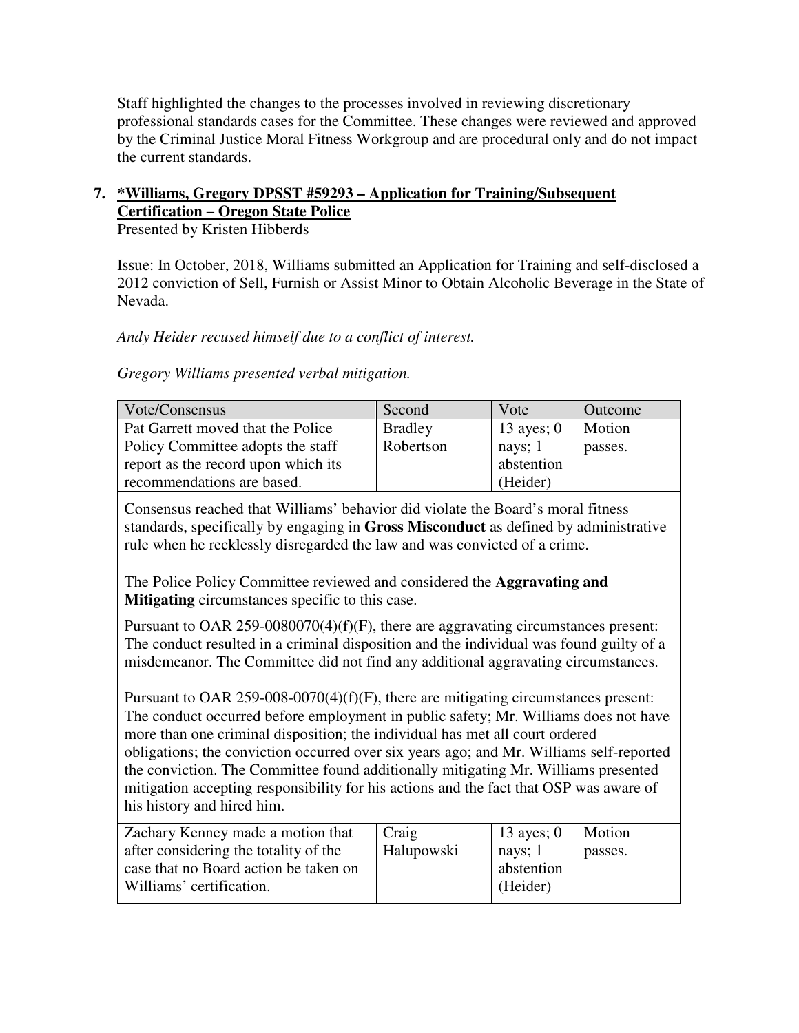Staff highlighted the changes to the processes involved in reviewing discretionary professional standards cases for the Committee. These changes were reviewed and approved by the Criminal Justice Moral Fitness Workgroup and are procedural only and do not impact the current standards.

**7. *Williams, Gregory DPSST #59293 – Application for Training/Subsequent Certification – Oregon State Police**

Presented by Kristen Hibberds

Issue: In October, 2018, Williams submitted an Application for Training and self-disclosed a 2012 conviction of Sell, Furnish or Assist Minor to Obtain Alcoholic Beverage in the State of Nevada.

*Andy Heider recused himself due to a conflict of interest.*

*Gregory Williams presented verbal mitigation.*

| Vote/Consensus | Second | Vote | Outcome |
|---|---|---|---|
| Pat Garrett moved that the Police Policy Committee adopts the staff report as the record upon which its recommendations are based. | Bradley Robertson | 13 ayes; 0 nays; 1 abstention (Heider) | Motion passes. |
| Consensus reached that Williams' behavior did violate the Board's moral fitness standards, specifically by engaging in **Gross Misconduct** as defined by administrative rule when he recklessly disregarded the law and was convicted of a crime. | | | |
| The Police Policy Committee reviewed and considered the **Aggravating and Mitigating** circumstances specific to this case. Pursuant to OAR 259-0080070(4)(f)(F), there are aggravating circumstances present: The conduct resulted in a criminal disposition and the individual was found guilty of a misdemeanor. The Committee did not find any additional aggravating circumstances. Pursuant to OAR 259-008-0070(4)(f)(F), there are mitigating circumstances present: The conduct occurred before employment in public safety; Mr. Williams does not have more than one criminal disposition; the individual has met all court ordered obligations; the conviction occurred over six years ago; and Mr. Williams self-reported the conviction. The Committee found additionally mitigating Mr. Williams presented mitigation accepting responsibility for his actions and the fact that OSP was aware of his history and hired him. | | | |
| Zachary Kenney made a motion that after considering the totality of the case that no Board action be taken on Williams' certification. | Craig Halupowski | 13 ayes; 0 nays; 1 abstention (Heider) | Motion passes. |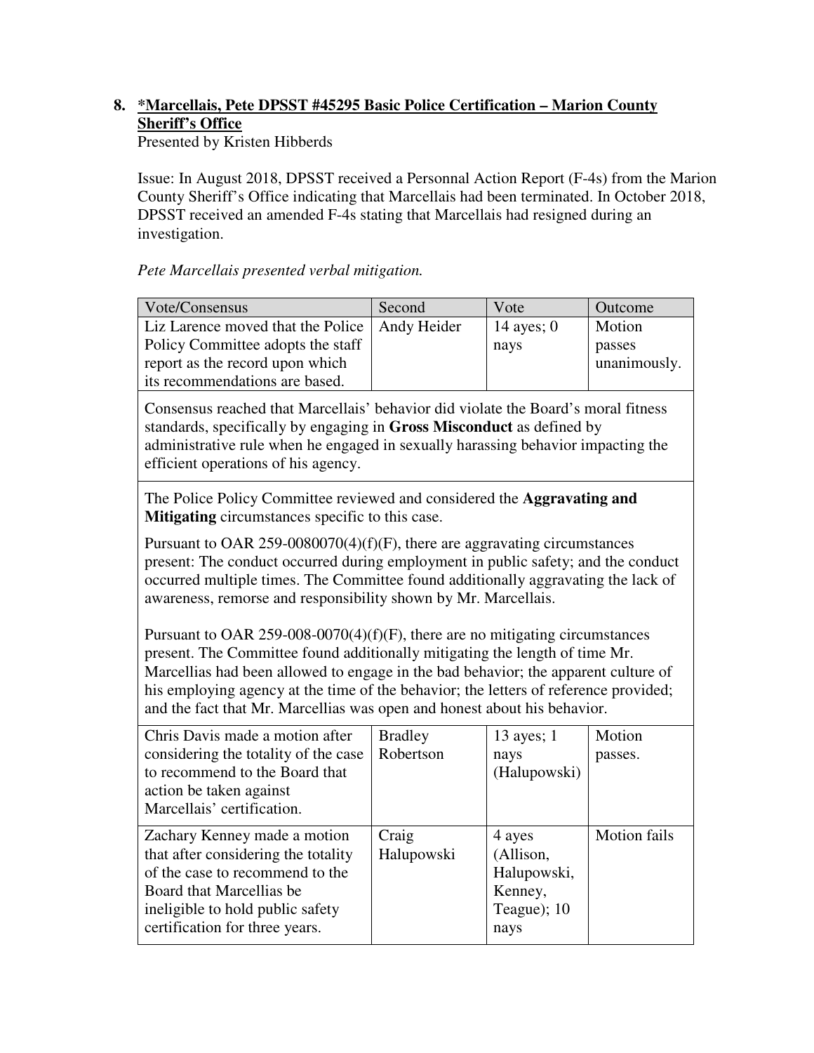8. **\*Marcellais, Pete DPSST #45295 Basic Police Certification – Marion County Sheriff's Office**

Presented by Kristen Hibberds

Issue: In August 2018, DPSST received a Personnal Action Report (F-4s) from the Marion County Sheriff's Office indicating that Marcellais had been terminated. In October 2018, DPSST received an amended F-4s stating that Marcellais had resigned during an investigation.

*Pete Marcellais presented verbal mitigation.*

| Vote/Consensus | Second | Vote | Outcome |
|---|---|---|---|
| Liz Larence moved that the Police Policy Committee adopts the staff report as the record upon which its recommendations are based. | Andy Heider | 14 ayes; 0 nays | Motion passes unanimously. |
| Consensus reached that Marcellais' behavior did violate the Board's moral fitness standards, specifically by engaging in **Gross Misconduct** as defined by administrative rule when he engaged in sexually harassing behavior impacting the efficient operations of his agency. | | | |
| The Police Policy Committee reviewed and considered the **Aggravating and Mitigating** circumstances specific to this case.<br><br>Pursuant to OAR 259-0080070(4)(f)(F), there are aggravating circumstances present: The conduct occurred during employment in public safety; and the conduct occurred multiple times. The Committee found additionally aggravating the lack of awareness, remorse and responsibility shown by Mr. Marcellais.<br><br>Pursuant to OAR 259-008-0070(4)(f)(F), there are no mitigating circumstances present. The Committee found additionally mitigating the length of time Mr. Marcellias had been allowed to engage in the bad behavior; the apparent culture of his employing agency at the time of the behavior; the letters of reference provided; and the fact that Mr. Marcellias was open and honest about his behavior. | | | |
| Chris Davis made a motion after considering the totality of the case to recommend to the Board that action be taken against Marcellais' certification. | Bradley Robertson | 13 ayes; 1 nays (Halupowski) | Motion passes. |
| Zachary Kenney made a motion that after considering the totality of the case to recommend to the Board that Marcellias be ineligible to hold public safety certification for three years. | Craig Halupowski | 4 ayes (Allison, Halupowski, Kenney, Teague); 10 nays | Motion fails |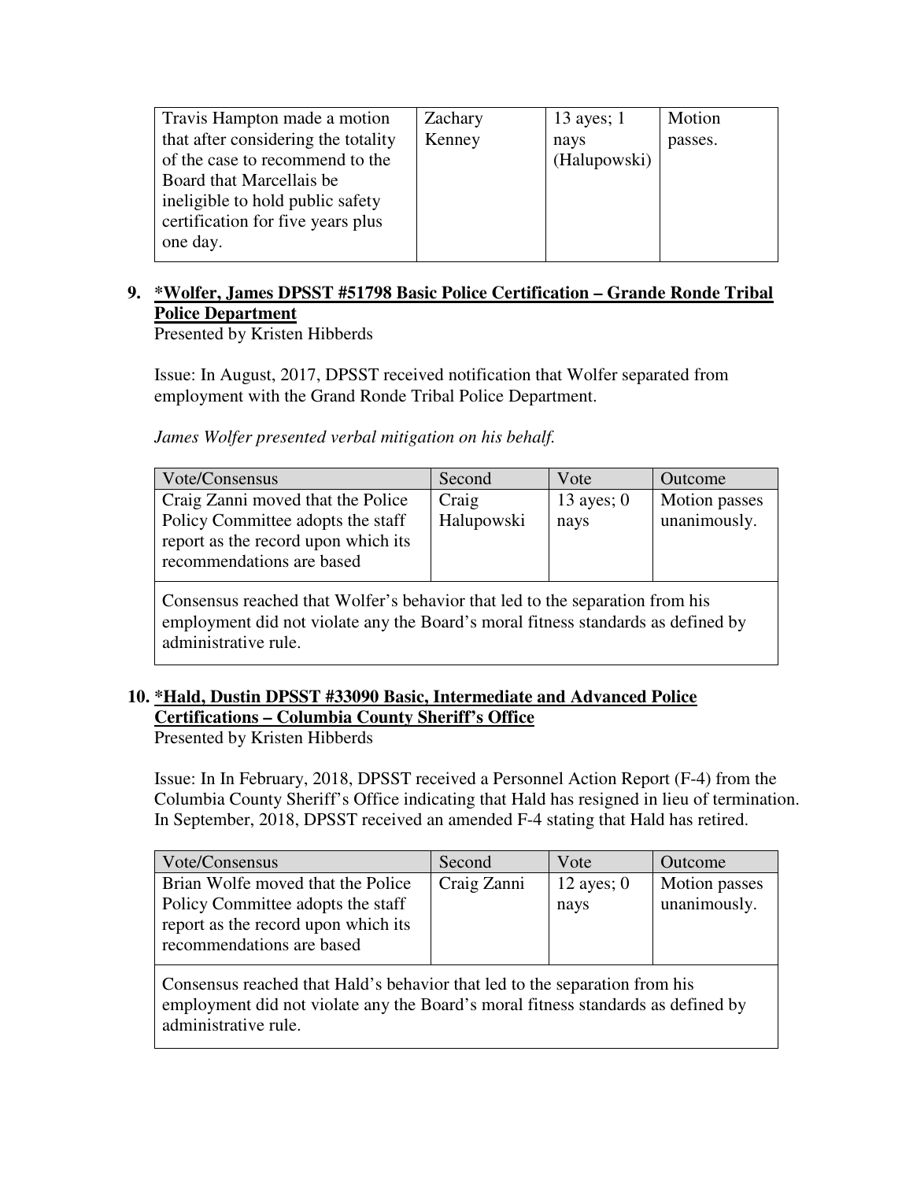| | | | |
|---|---|---|---|
| Travis Hampton made a motion that after considering the totality of the case to recommend to the Board that Marcellais be ineligible to hold public safety certification for five years plus one day. | Zachary Kenney | 13 ayes; 1 nays (Halupowski) | Motion passes. |

9. **\*Wolfer, James DPSST #51798 Basic Police Certification – Grande Ronde Tribal Police Department**
   Presented by Kristen Hibberds

   Issue: In August, 2017, DPSST received notification that Wolfer separated from employment with the Grand Ronde Tribal Police Department.

   *James Wolfer presented verbal mitigation on his behalf.*

| Vote/Consensus | Second | Vote | Outcome |
|---|---|---|---|
| Craig Zanni moved that the Police Policy Committee adopts the staff report as the record upon which its recommendations are based | Craig Halupowski | 13 ayes; 0 nays | Motion passes unanimously. |
| Consensus reached that Wolfer's behavior that led to the separation from his employment did not violate any the Board's moral fitness standards as defined by administrative rule. | | | |

10. **\*Hald, Dustin DPSST #33090 Basic, Intermediate and Advanced Police Certifications – Columbia County Sheriff's Office**
    Presented by Kristen Hibberds

    Issue: In In February, 2018, DPSST received a Personnel Action Report (F-4) from the Columbia County Sheriff's Office indicating that Hald has resigned in lieu of termination. In September, 2018, DPSST received an amended F-4 stating that Hald has retired.

| Vote/Consensus | Second | Vote | Outcome |
|---|---|---|---|
| Brian Wolfe moved that the Police Policy Committee adopts the staff report as the record upon which its recommendations are based | Craig Zanni | 12 ayes; 0 nays | Motion passes unanimously. |
| Consensus reached that Hald's behavior that led to the separation from his employment did not violate any the Board's moral fitness standards as defined by administrative rule. | | | |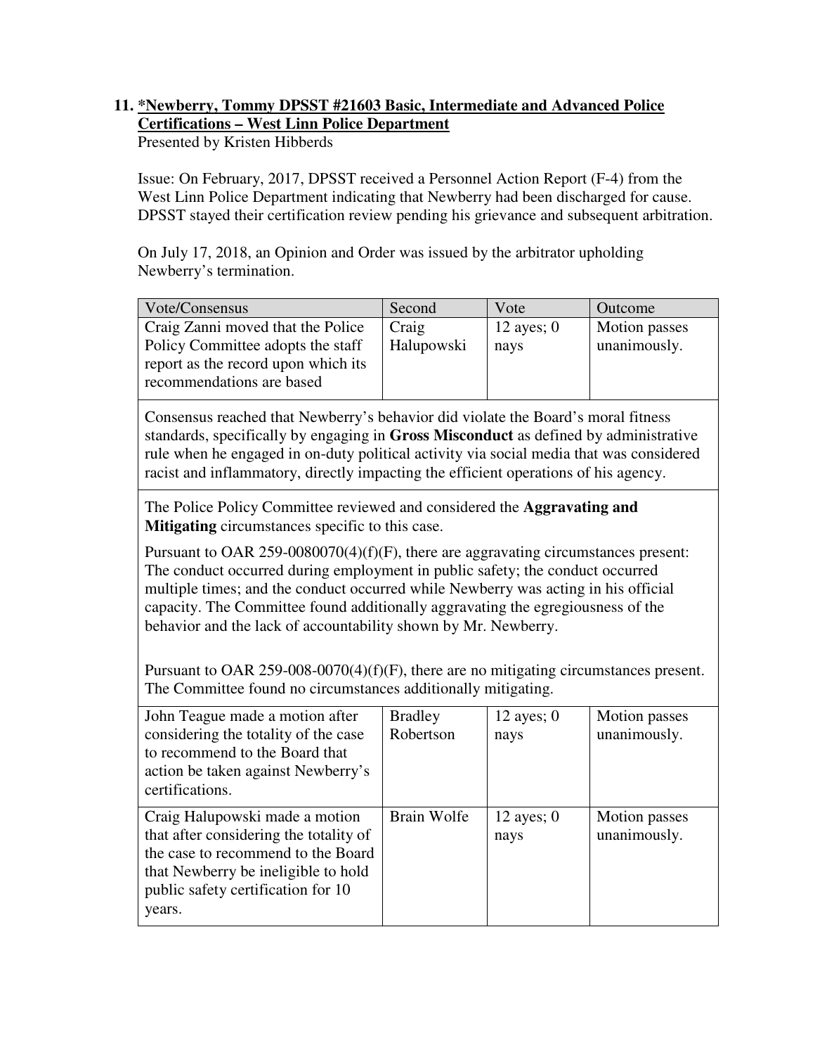## 11. *Newberry, Tommy DPSST #21603 Basic, Intermediate and Advanced Police Certifications – West Linn Police Department

Presented by Kristen Hibberds

Issue: On February, 2017, DPSST received a Personnel Action Report (F-4) from the West Linn Police Department indicating that Newberry had been discharged for cause. DPSST stayed their certification review pending his grievance and subsequent arbitration.

On July 17, 2018, an Opinion and Order was issued by the arbitrator upholding Newberry's termination.

| Vote/Consensus | Second | Vote | Outcome |
|---|---|---|---|
| Craig Zanni moved that the Police Policy Committee adopts the staff report as the record upon which its recommendations are based | Craig Halupowski | 12 ayes; 0 nays | Motion passes unanimously. |
| Consensus reached that Newberry's behavior did violate the Board's moral fitness standards, specifically by engaging in **Gross Misconduct** as defined by administrative rule when he engaged in on-duty political activity via social media that was considered racist and inflammatory, directly impacting the efficient operations of his agency. | | | |
| The Police Policy Committee reviewed and considered the **Aggravating and Mitigating** circumstances specific to this case.<br><br>Pursuant to OAR 259-0080070(4)(f)(F), there are aggravating circumstances present: The conduct occurred during employment in public safety; the conduct occurred multiple times; and the conduct occurred while Newberry was acting in his official capacity. The Committee found additionally aggravating the egregiousness of the behavior and the lack of accountability shown by Mr. Newberry.<br><br>Pursuant to OAR 259-008-0070(4)(f)(F), there are no mitigating circumstances present. The Committee found no circumstances additionally mitigating. | | | |
| John Teague made a motion after considering the totality of the case to recommend to the Board that action be taken against Newberry's certifications. | Bradley Robertson | 12 ayes; 0 nays | Motion passes unanimously. |
| Craig Halupowski made a motion that after considering the totality of the case to recommend to the Board that Newberry be ineligible to hold public safety certification for 10 years. | Brain Wolfe | 12 ayes; 0 nays | Motion passes unanimously. |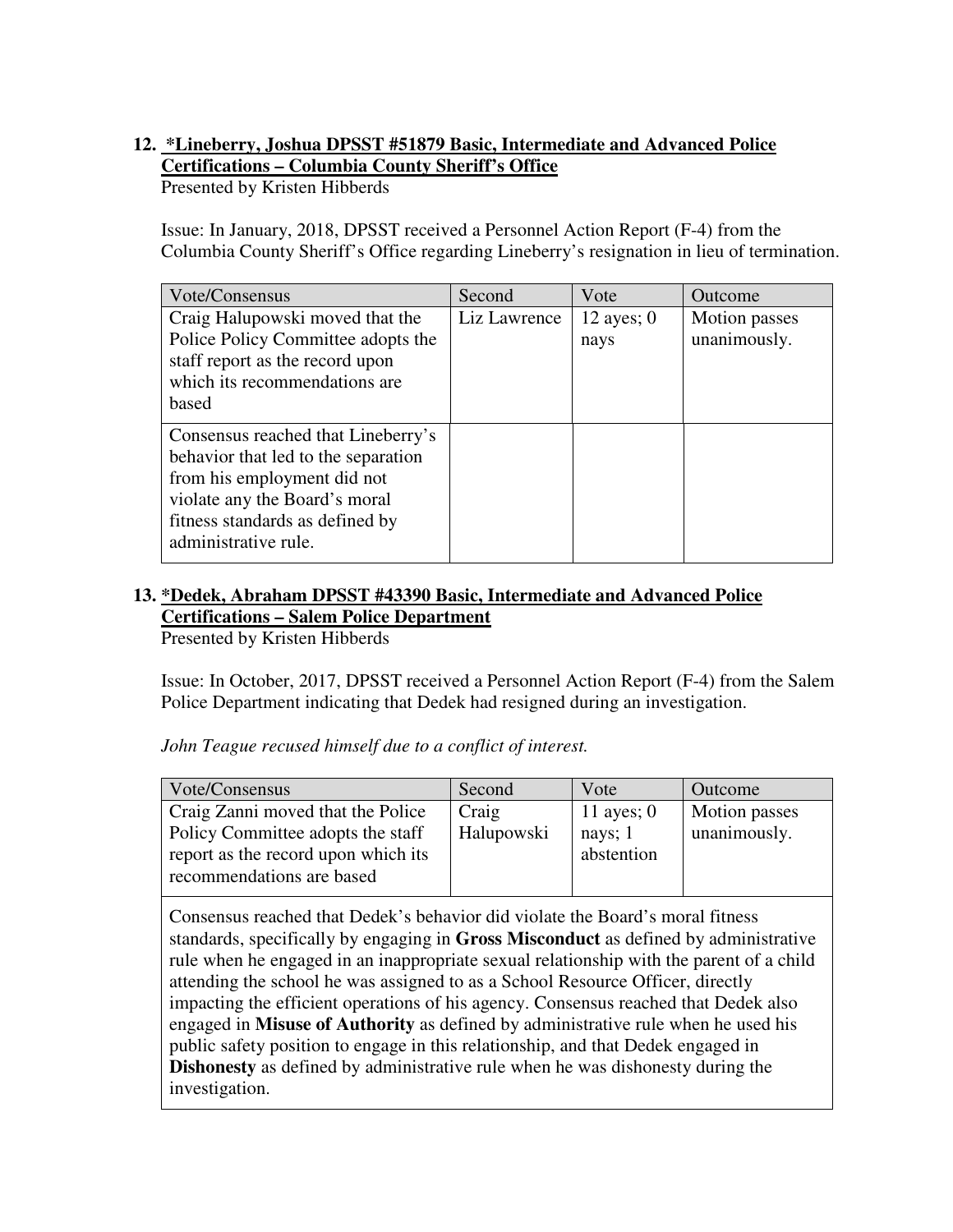**12. *Lineberry, Joshua DPSST #51879 Basic, Intermediate and Advanced Police Certifications – Columbia County Sheriff's Office**

Presented by Kristen Hibberds

Issue: In January, 2018, DPSST received a Personnel Action Report (F-4) from the Columbia County Sheriff's Office regarding Lineberry's resignation in lieu of termination.

| Vote/Consensus | Second | Vote | Outcome |
|---|---|---|---|
| Craig Halupowski moved that the Police Policy Committee adopts the staff report as the record upon which its recommendations are based | Liz Lawrence | 12 ayes; 0 nays | Motion passes unanimously. |
| Consensus reached that Lineberry's behavior that led to the separation from his employment did not violate any the Board's moral fitness standards as defined by administrative rule. | | | |

**13. *Dedek, Abraham DPSST #43390 Basic, Intermediate and Advanced Police Certifications – Salem Police Department**

Presented by Kristen Hibberds

Issue: In October, 2017, DPSST received a Personnel Action Report (F-4) from the Salem Police Department indicating that Dedek had resigned during an investigation.

*John Teague recused himself due to a conflict of interest.*

| Vote/Consensus | Second | Vote | Outcome |
|---|---|---|---|
| Craig Zanni moved that the Police Policy Committee adopts the staff report as the record upon which its recommendations are based | Craig Halupowski | 11 ayes; 0 nays; 1 abstention | Motion passes unanimously. |
| Consensus reached that Dedek's behavior did violate the Board's moral fitness standards, specifically by engaging in **Gross Misconduct** as defined by administrative rule when he engaged in an inappropriate sexual relationship with the parent of a child attending the school he was assigned to as a School Resource Officer, directly impacting the efficient operations of his agency. Consensus reached that Dedek also engaged in **Misuse of Authority** as defined by administrative rule when he used his public safety position to engage in this relationship, and that Dedek engaged in **Dishonesty** as defined by administrative rule when he was dishonesty during the investigation. | | | |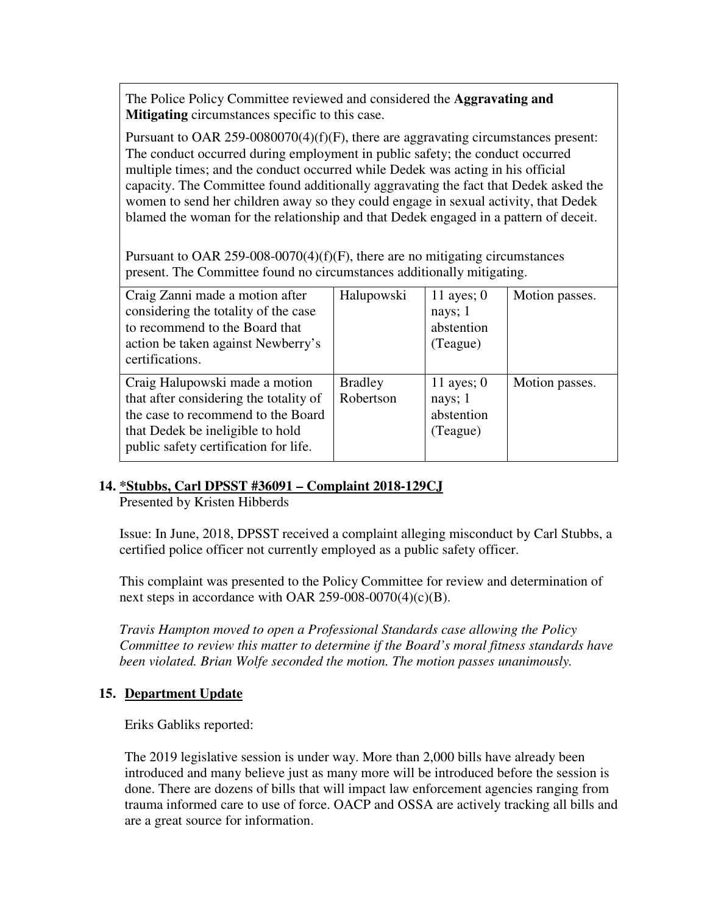The Police Policy Committee reviewed and considered the **Aggravating and Mitigating** circumstances specific to this case.

Pursuant to OAR 259-0080070(4)(f)(F), there are aggravating circumstances present: The conduct occurred during employment in public safety; the conduct occurred multiple times; and the conduct occurred while Dedek was acting in his official capacity. The Committee found additionally aggravating the fact that Dedek asked the women to send her children away so they could engage in sexual activity, that Dedek blamed the woman for the relationship and that Dedek engaged in a pattern of deceit.

Pursuant to OAR 259-008-0070(4)(f)(F), there are no mitigating circumstances present. The Committee found no circumstances additionally mitigating.

| | | | |
|---|---|---|---|
| Craig Zanni made a motion after considering the totality of the case to recommend to the Board that action be taken against Newberry's certifications. | Halupowski | 11 ayes; 0 nays; 1 abstention (Teague) | Motion passes. |
| Craig Halupowski made a motion that after considering the totality of the case to recommend to the Board that Dedek be ineligible to hold public safety certification for life. | Bradley Robertson | 11 ayes; 0 nays; 1 abstention (Teague) | Motion passes. |

## 14. <u>*Stubbs, Carl DPSST #36091 – Complaint 2018-129CJ</u>

Presented by Kristen Hibberds

Issue: In June, 2018, DPSST received a complaint alleging misconduct by Carl Stubbs, a certified police officer not currently employed as a public safety officer.

This complaint was presented to the Policy Committee for review and determination of next steps in accordance with OAR 259-008-0070(4)(c)(B).

*Travis Hampton moved to open a Professional Standards case allowing the Policy Committee to review this matter to determine if the Board's moral fitness standards have been violated. Brian Wolfe seconded the motion. The motion passes unanimously.*

## 15. <u>Department Update</u>

Eriks Gabliks reported:

The 2019 legislative session is under way. More than 2,000 bills have already been introduced and many believe just as many more will be introduced before the session is done. There are dozens of bills that will impact law enforcement agencies ranging from trauma informed care to use of force. OACP and OSSA are actively tracking all bills and are a great source for information.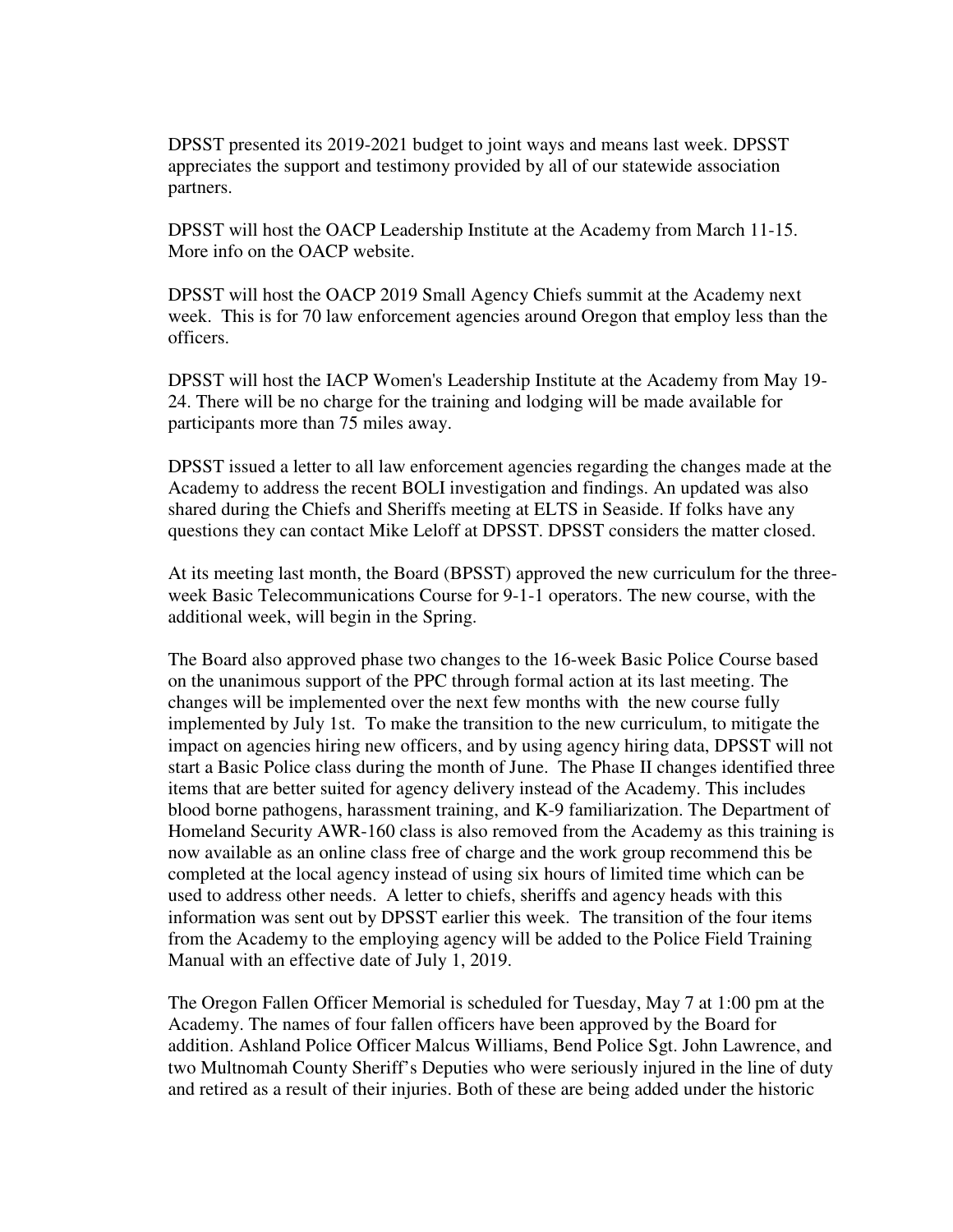DPSST presented its 2019-2021 budget to joint ways and means last week. DPSST appreciates the support and testimony provided by all of our statewide association partners.

DPSST will host the OACP Leadership Institute at the Academy from March 11-15. More info on the OACP website.

DPSST will host the OACP 2019 Small Agency Chiefs summit at the Academy next week. This is for 70 law enforcement agencies around Oregon that employ less than the officers.

DPSST will host the IACP Women's Leadership Institute at the Academy from May 19-24. There will be no charge for the training and lodging will be made available for participants more than 75 miles away.

DPSST issued a letter to all law enforcement agencies regarding the changes made at the Academy to address the recent BOLI investigation and findings. An updated was also shared during the Chiefs and Sheriffs meeting at ELTS in Seaside. If folks have any questions they can contact Mike Leloff at DPSST. DPSST considers the matter closed.

At its meeting last month, the Board (BPSST) approved the new curriculum for the three-week Basic Telecommunications Course for 9-1-1 operators. The new course, with the additional week, will begin in the Spring.

The Board also approved phase two changes to the 16-week Basic Police Course based on the unanimous support of the PPC through formal action at its last meeting. The changes will be implemented over the next few months with the new course fully implemented by July 1st. To make the transition to the new curriculum, to mitigate the impact on agencies hiring new officers, and by using agency hiring data, DPSST will not start a Basic Police class during the month of June. The Phase II changes identified three items that are better suited for agency delivery instead of the Academy. This includes blood borne pathogens, harassment training, and K-9 familiarization. The Department of Homeland Security AWR-160 class is also removed from the Academy as this training is now available as an online class free of charge and the work group recommend this be completed at the local agency instead of using six hours of limited time which can be used to address other needs. A letter to chiefs, sheriffs and agency heads with this information was sent out by DPSST earlier this week. The transition of the four items from the Academy to the employing agency will be added to the Police Field Training Manual with an effective date of July 1, 2019.

The Oregon Fallen Officer Memorial is scheduled for Tuesday, May 7 at 1:00 pm at the Academy. The names of four fallen officers have been approved by the Board for addition. Ashland Police Officer Malcus Williams, Bend Police Sgt. John Lawrence, and two Multnomah County Sheriff's Deputies who were seriously injured in the line of duty and retired as a result of their injuries. Both of these are being added under the historic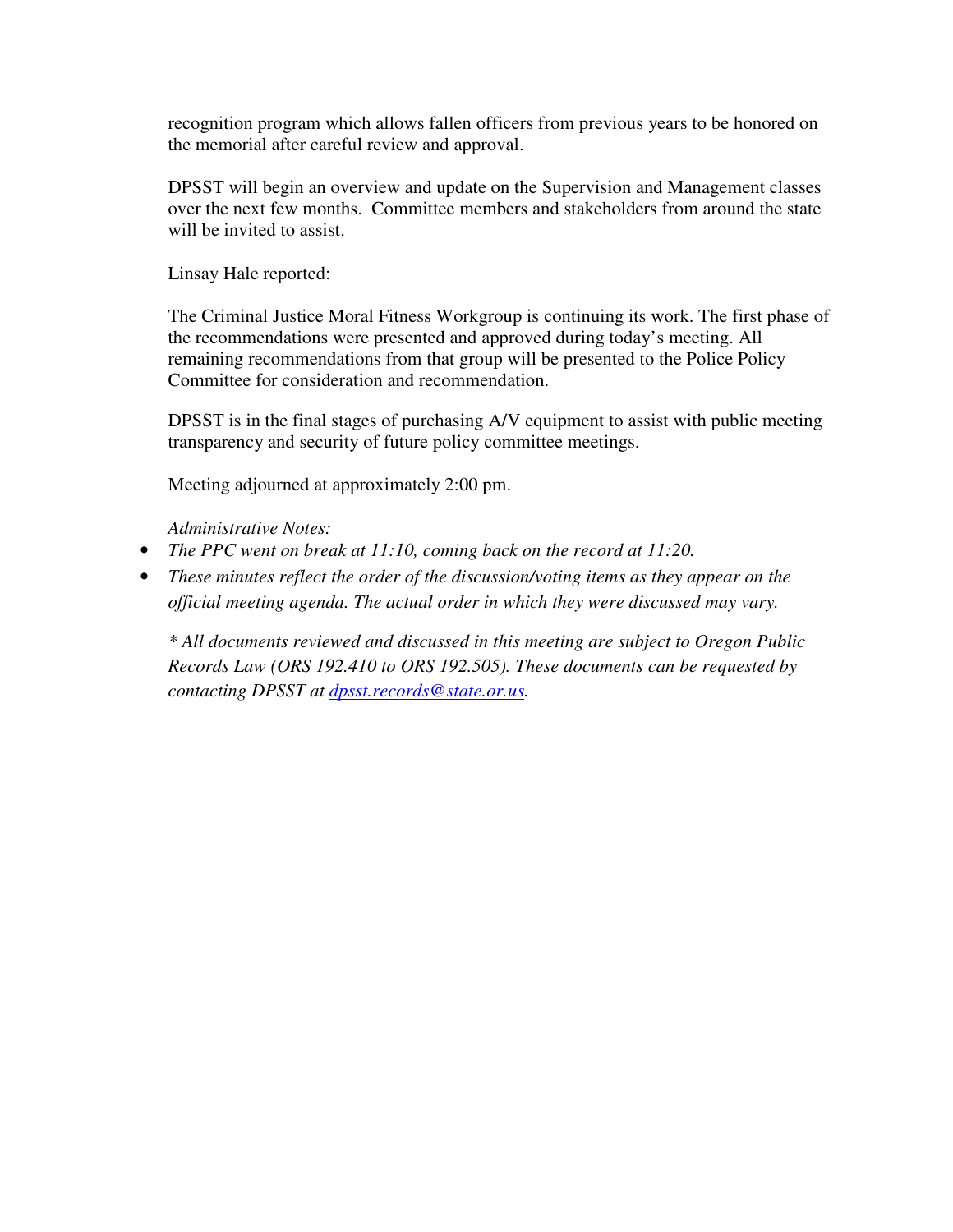recognition program which allows fallen officers from previous years to be honored on the memorial after careful review and approval.

DPSST will begin an overview and update on the Supervision and Management classes over the next few months. Committee members and stakeholders from around the state will be invited to assist.

Linsay Hale reported:

The Criminal Justice Moral Fitness Workgroup is continuing its work. The first phase of the recommendations were presented and approved during today's meeting. All remaining recommendations from that group will be presented to the Police Policy Committee for consideration and recommendation.

DPSST is in the final stages of purchasing A/V equipment to assist with public meeting transparency and security of future policy committee meetings.

Meeting adjourned at approximately 2:00 pm.

*Administrative Notes:*

- *The PPC went on break at 11:10, coming back on the record at 11:20.*
- *These minutes reflect the order of the discussion/voting items as they appear on the official meeting agenda. The actual order in which they were discussed may vary.*

*\* All documents reviewed and discussed in this meeting are subject to Oregon Public Records Law (ORS 192.410 to ORS 192.505). These documents can be requested by contacting DPSST at [dpsst.records@state.or.us](mailto:dpsst.records@state.or.us).*